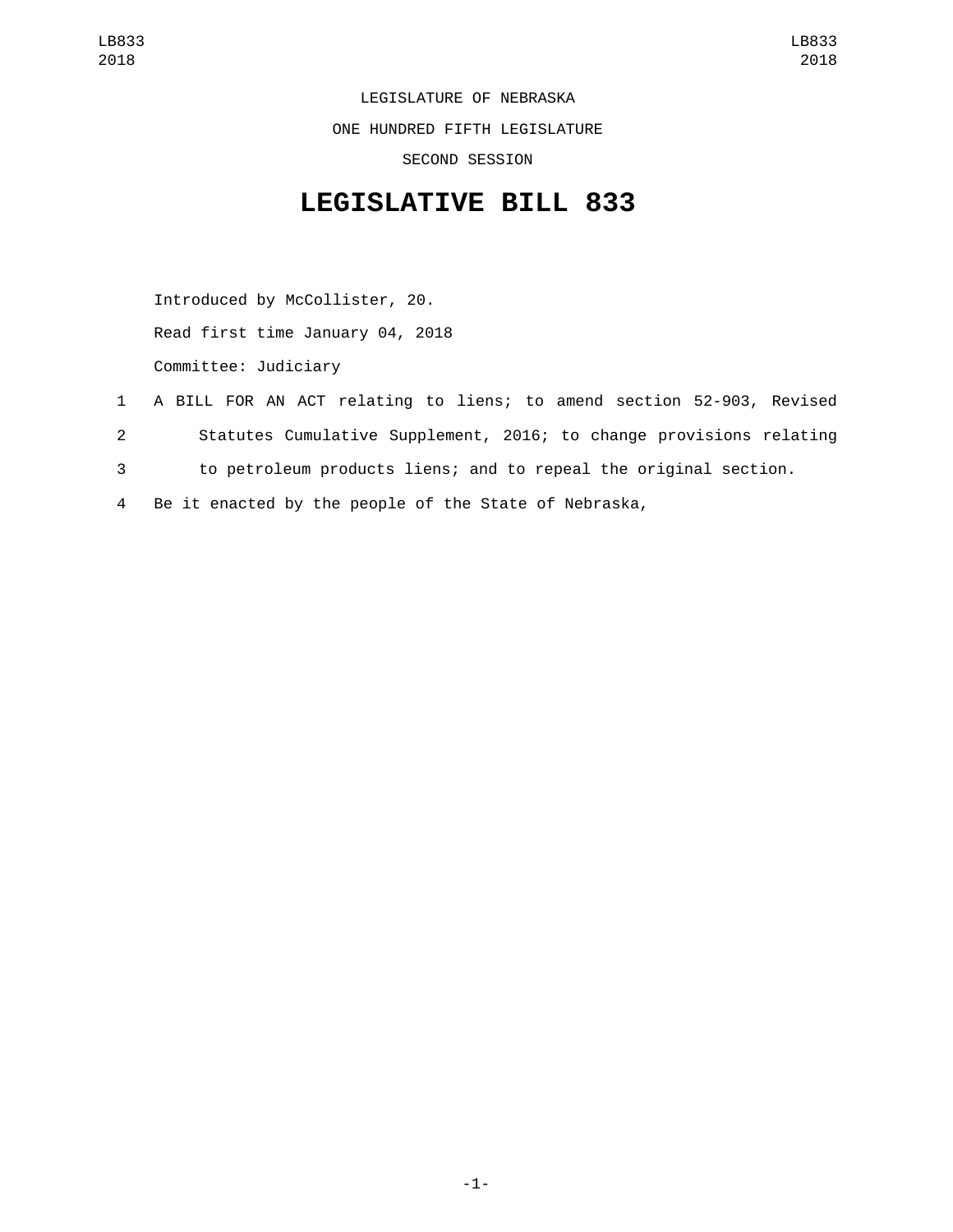LEGISLATURE OF NEBRASKA

ONE HUNDRED FIFTH LEGISLATURE

SECOND SESSION

# LEGISLATIVE BILL 833

Introduced by McCollister, 20.

Read first time January 04, 2018

Committee: Judiciary

1 A BILL FOR AN ACT relating to liens; to amend section 52-903, Revised
2 Statutes Cumulative Supplement, 2016; to change provisions relating
3 to petroleum products liens; and to repeal the original section.
4 Be it enacted by the people of the State of Nebraska,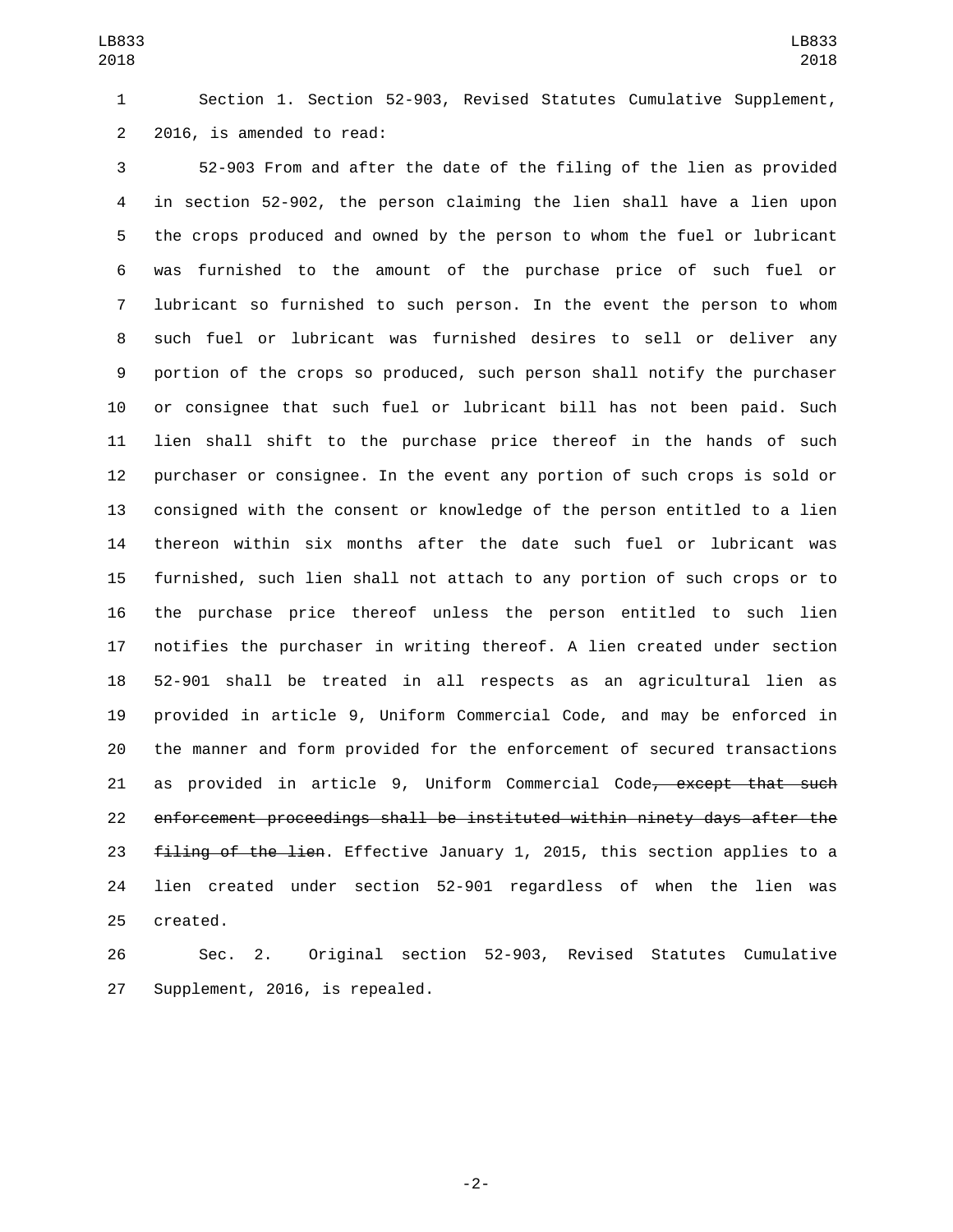Section 1. Section 52-903, Revised Statutes Cumulative Supplement, 2016, is amended to read:

52-903 From and after the date of the filing of the lien as provided in section 52-902, the person claiming the lien shall have a lien upon the crops produced and owned by the person to whom the fuel or lubricant was furnished to the amount of the purchase price of such fuel or lubricant so furnished to such person. In the event the person to whom such fuel or lubricant was furnished desires to sell or deliver any portion of the crops so produced, such person shall notify the purchaser or consignee that such fuel or lubricant bill has not been paid. Such lien shall shift to the purchase price thereof in the hands of such purchaser or consignee. In the event any portion of such crops is sold or consigned with the consent or knowledge of the person entitled to a lien thereon within six months after the date such fuel or lubricant was furnished, such lien shall not attach to any portion of such crops or to the purchase price thereof unless the person entitled to such lien notifies the purchaser in writing thereof. A lien created under section 52-901 shall be treated in all respects as an agricultural lien as provided in article 9, Uniform Commercial Code, and may be enforced in the manner and form provided for the enforcement of secured transactions as provided in article 9, Uniform Commercial Code~~, except that such enforcement proceedings shall be instituted within ninety days after the filing of the lien~~. Effective January 1, 2015, this section applies to a lien created under section 52-901 regardless of when the lien was created.

Sec. 2. Original section 52-903, Revised Statutes Cumulative Supplement, 2016, is repealed.